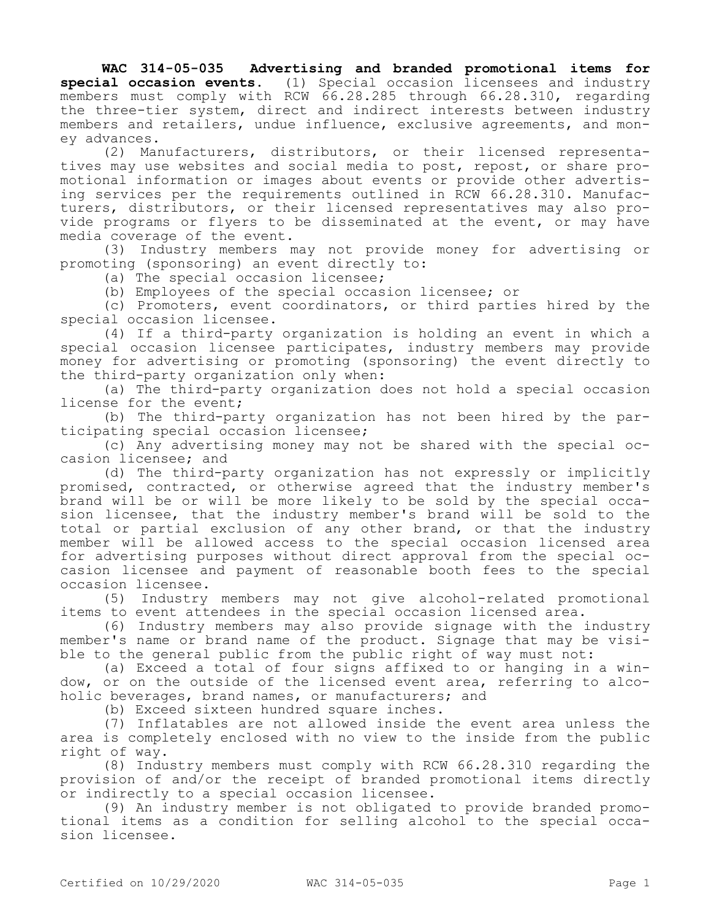**WAC 314-05-035 Advertising and branded promotional items for special occasion events.** (1) Special occasion licensees and industry members must comply with RCW 66.28.285 through 66.28.310, regarding the three-tier system, direct and indirect interests between industry members and retailers, undue influence, exclusive agreements, and money advances.

(2) Manufacturers, distributors, or their licensed representatives may use websites and social media to post, repost, or share promotional information or images about events or provide other advertising services per the requirements outlined in RCW 66.28.310. Manufacturers, distributors, or their licensed representatives may also provide programs or flyers to be disseminated at the event, or may have media coverage of the event.

(3) Industry members may not provide money for advertising or promoting (sponsoring) an event directly to:

(a) The special occasion licensee;

(b) Employees of the special occasion licensee; or

(c) Promoters, event coordinators, or third parties hired by the special occasion licensee.

(4) If a third-party organization is holding an event in which a special occasion licensee participates, industry members may provide money for advertising or promoting (sponsoring) the event directly to the third-party organization only when:

(a) The third-party organization does not hold a special occasion license for the event;

(b) The third-party organization has not been hired by the participating special occasion licensee;

(c) Any advertising money may not be shared with the special occasion licensee; and

(d) The third-party organization has not expressly or implicitly promised, contracted, or otherwise agreed that the industry member's brand will be or will be more likely to be sold by the special occasion licensee, that the industry member's brand will be sold to the total or partial exclusion of any other brand, or that the industry member will be allowed access to the special occasion licensed area for advertising purposes without direct approval from the special occasion licensee and payment of reasonable booth fees to the special occasion licensee.

(5) Industry members may not give alcohol-related promotional items to event attendees in the special occasion licensed area.

(6) Industry members may also provide signage with the industry member's name or brand name of the product. Signage that may be visible to the general public from the public right of way must not:

(a) Exceed a total of four signs affixed to or hanging in a window, or on the outside of the licensed event area, referring to alcoholic beverages, brand names, or manufacturers; and

(b) Exceed sixteen hundred square inches.

(7) Inflatables are not allowed inside the event area unless the area is completely enclosed with no view to the inside from the public right of way.

(8) Industry members must comply with RCW 66.28.310 regarding the provision of and/or the receipt of branded promotional items directly or indirectly to a special occasion licensee.

(9) An industry member is not obligated to provide branded promotional items as a condition for selling alcohol to the special occasion licensee.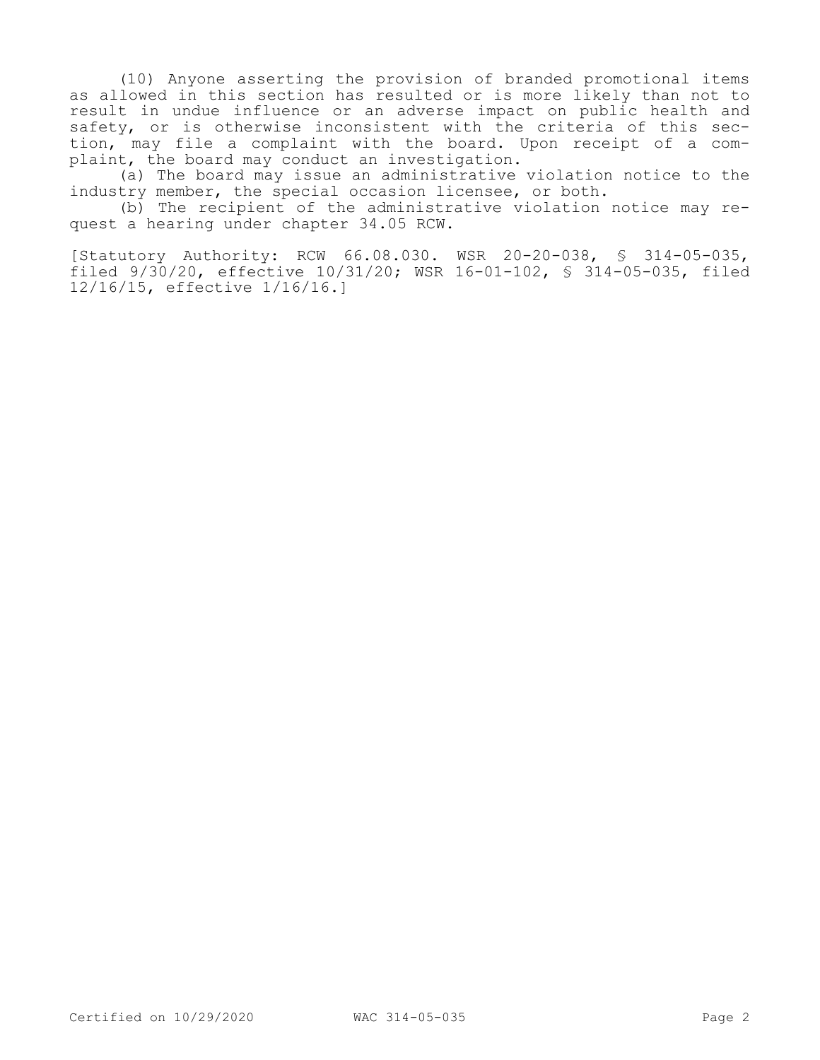(10) Anyone asserting the provision of branded promotional items as allowed in this section has resulted or is more likely than not to result in undue influence or an adverse impact on public health and safety, or is otherwise inconsistent with the criteria of this section, may file a complaint with the board. Upon receipt of a complaint, the board may conduct an investigation.

(a) The board may issue an administrative violation notice to the industry member, the special occasion licensee, or both.

(b) The recipient of the administrative violation notice may request a hearing under chapter 34.05 RCW.

[Statutory Authority: RCW 66.08.030. WSR 20-20-038, § 314-05-035, filed 9/30/20, effective 10/31/20; WSR 16-01-102, § 314-05-035, filed 12/16/15, effective 1/16/16.]